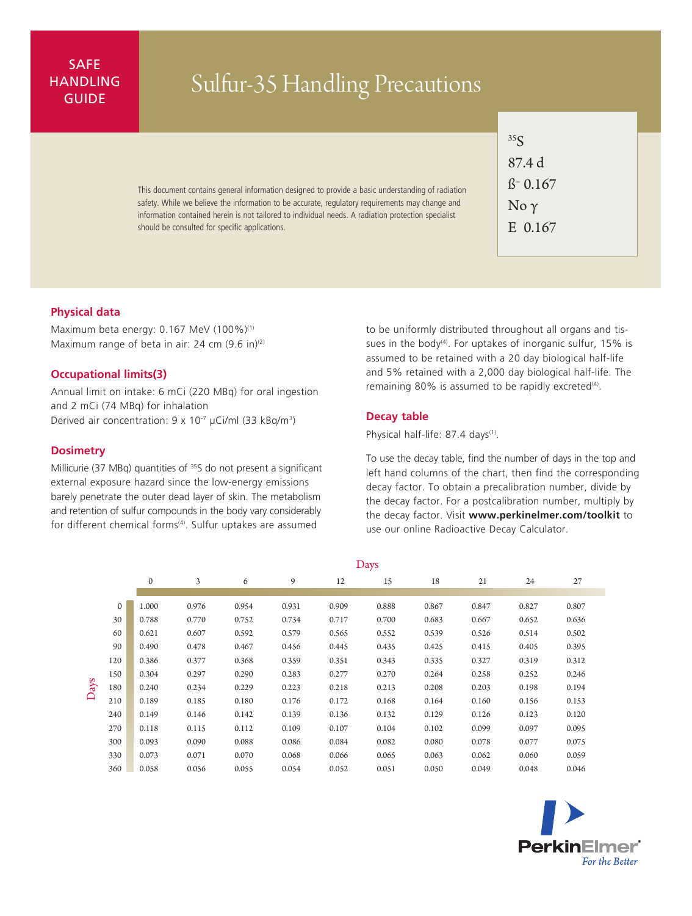SAFE HANDLING GUIDE

# Sulfur-35 Handling Precautions

$^{35}S$
87.4 d
ß⁻ 0.167
No γ
E 0.167

This document contains general information designed to provide a basic understanding of radiation safety. While we believe the information to be accurate, regulatory requirements may change and information contained herein is not tailored to individual needs. A radiation protection specialist should be consulted for specific applications.

## Physical data

Maximum beta energy: 0.167 MeV (100%)[1]
Maximum range of beta in air: 24 cm (9.6 in)[2]

## Occupational limits(3)

Annual limit on intake: 6 mCi (220 MBq) for oral ingestion and 2 mCi (74 MBq) for inhalation
Derived air concentration: $9 \times 10^{-7}$ µCi/ml (33 kBq/$m^3$)

## Dosimetry

Millicurie (37 MBq) quantities of $^{35}S$ do not present a significant external exposure hazard since the low-energy emissions barely penetrate the outer dead layer of skin. The metabolism and retention of sulfur compounds in the body vary considerably for different chemical forms[4]. Sulfur uptakes are assumed to be uniformly distributed throughout all organs and tissues in the body[4]. For uptakes of inorganic sulfur, 15% is assumed to be retained with a 20 day biological half-life and 5% retained with a 2,000 day biological half-life. The remaining 80% is assumed to be rapidly excreted[4].

## Decay table

Physical half-life: 87.4 days[1].

To use the decay table, find the number of days in the top and left hand columns of the chart, then find the corresponding decay factor. To obtain a precalibration number, divide by the decay factor. For a postcalibration number, multiply by the decay factor. Visit **www.perkinelmer.com/toolkit** to use our online Radioactive Decay Calculator.

| Days | 0 | 3 | 6 | 9 | 12 | 15 | 18 | 21 | 24 | 27 |
|---|---|---|---|---|---|---|---|---|---|---|
| 0 | 1.000 | 0.976 | 0.954 | 0.931 | 0.909 | 0.888 | 0.867 | 0.847 | 0.827 | 0.807 |
| 30 | 0.788 | 0.770 | 0.752 | 0.734 | 0.717 | 0.700 | 0.683 | 0.667 | 0.652 | 0.636 |
| 60 | 0.621 | 0.607 | 0.592 | 0.579 | 0.565 | 0.552 | 0.539 | 0.526 | 0.514 | 0.502 |
| 90 | 0.490 | 0.478 | 0.467 | 0.456 | 0.445 | 0.435 | 0.425 | 0.415 | 0.405 | 0.395 |
| 120 | 0.386 | 0.377 | 0.368 | 0.359 | 0.351 | 0.343 | 0.335 | 0.327 | 0.319 | 0.312 |
| 150 | 0.304 | 0.297 | 0.290 | 0.283 | 0.277 | 0.270 | 0.264 | 0.258 | 0.252 | 0.246 |
| 180 | 0.240 | 0.234 | 0.229 | 0.223 | 0.218 | 0.213 | 0.208 | 0.203 | 0.198 | 0.194 |
| 210 | 0.189 | 0.185 | 0.180 | 0.176 | 0.172 | 0.168 | 0.164 | 0.160 | 0.156 | 0.153 |
| 240 | 0.149 | 0.146 | 0.142 | 0.139 | 0.136 | 0.132 | 0.129 | 0.126 | 0.123 | 0.120 |
| 270 | 0.118 | 0.115 | 0.112 | 0.109 | 0.107 | 0.104 | 0.102 | 0.099 | 0.097 | 0.095 |
| 300 | 0.093 | 0.090 | 0.088 | 0.086 | 0.084 | 0.082 | 0.080 | 0.078 | 0.077 | 0.075 |
| 330 | 0.073 | 0.071 | 0.070 | 0.068 | 0.066 | 0.065 | 0.063 | 0.062 | 0.060 | 0.059 |
| 360 | 0.058 | 0.056 | 0.055 | 0.054 | 0.052 | 0.051 | 0.050 | 0.049 | 0.048 | 0.046 |

PerkinElmer® *For the Better*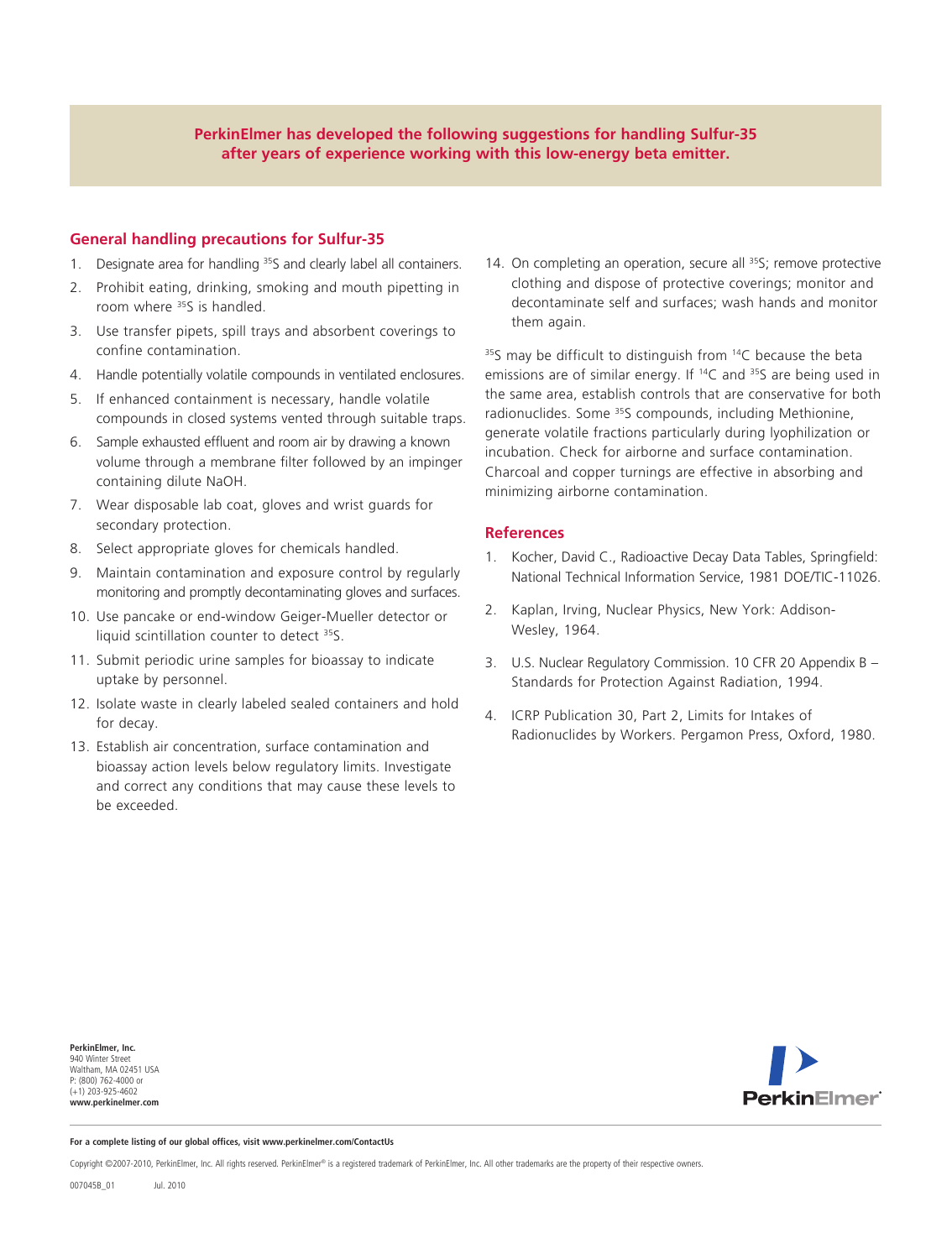**PerkinElmer has developed the following suggestions for handling Sulfur-35 after years of experience working with this low-energy beta emitter.**

## General handling precautions for Sulfur-35

1. Designate area for handling $^{35}S$ and clearly label all containers.
2. Prohibit eating, drinking, smoking and mouth pipetting in room where $^{35}S$ is handled.
3. Use transfer pipets, spill trays and absorbent coverings to confine contamination.
4. Handle potentially volatile compounds in ventilated enclosures.
5. If enhanced containment is necessary, handle volatile compounds in closed systems vented through suitable traps.
6. Sample exhausted effluent and room air by drawing a known volume through a membrane filter followed by an impinger containing dilute NaOH.
7. Wear disposable lab coat, gloves and wrist guards for secondary protection.
8. Select appropriate gloves for chemicals handled.
9. Maintain contamination and exposure control by regularly monitoring and promptly decontaminating gloves and surfaces.
10. Use pancake or end-window Geiger-Mueller detector or liquid scintillation counter to detect $^{35}S$.
11. Submit periodic urine samples for bioassay to indicate uptake by personnel.
12. Isolate waste in clearly labeled sealed containers and hold for decay.
13. Establish air concentration, surface contamination and bioassay action levels below regulatory limits. Investigate and correct any conditions that may cause these levels to be exceeded.
14. On completing an operation, secure all $^{35}S$; remove protective clothing and dispose of protective coverings; monitor and decontaminate self and surfaces; wash hands and monitor them again.

$^{35}S$ may be difficult to distinguish from $^{14}C$ because the beta emissions are of similar energy. If $^{14}C$ and $^{35}S$ are being used in the same area, establish controls that are conservative for both radionuclides. Some $^{35}S$ compounds, including Methionine, generate volatile fractions particularly during lyophilization or incubation. Check for airborne and surface contamination. Charcoal and copper turnings are effective in absorbing and minimizing airborne contamination.

## References

1. Kocher, David C., Radioactive Decay Data Tables, Springfield: National Technical Information Service, 1981 DOE/TIC-11026.
2. Kaplan, Irving, Nuclear Physics, New York: Addison-Wesley, 1964.
3. U.S. Nuclear Regulatory Commission. 10 CFR 20 Appendix B – Standards for Protection Against Radiation, 1994.
4. ICRP Publication 30, Part 2, Limits for Intakes of Radionuclides by Workers. Pergamon Press, Oxford, 1980.

**PerkinElmer, Inc.**
940 Winter Street
Waltham, MA 02451 USA
P: (800) 762-4000 or
(+1) 203-925-4602
**www.perkinelmer.com**

**For a complete listing of our global offices, visit www.perkinelmer.com/ContactUs**

Copyright ©2007-2010, PerkinElmer, Inc. All rights reserved. PerkinElmer® is a registered trademark of PerkinElmer, Inc. All other trademarks are the property of their respective owners.

007045B_01 Jul. 2010